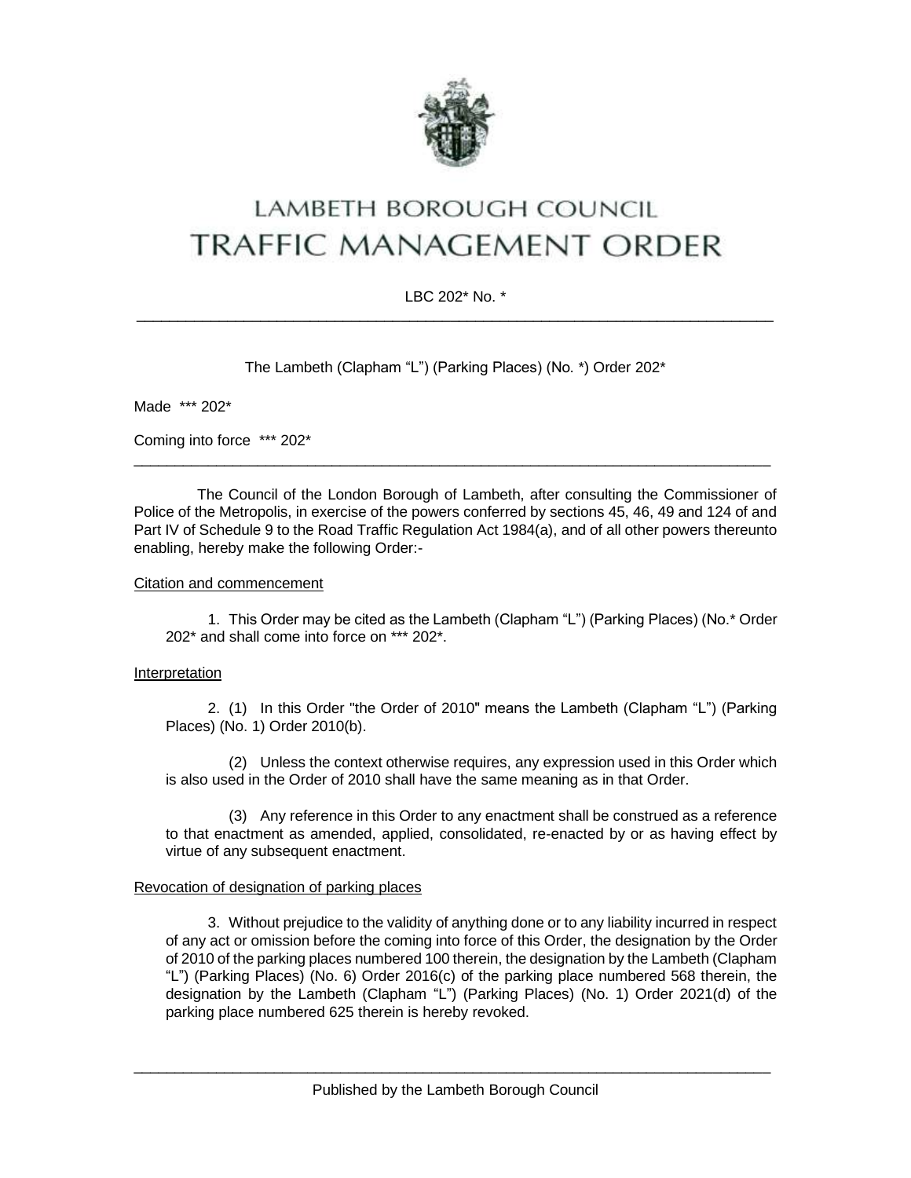# LAMBETH BOROUGH COUNCIL
# TRAFFIC MANAGEMENT ORDER

LBC 202* No. *

---

The Lambeth (Clapham "L") (Parking Places) (No. *) Order 202*

Made *** 202*

Coming into force *** 202*

---

The Council of the London Borough of Lambeth, after consulting the Commissioner of Police of the Metropolis, in exercise of the powers conferred by sections 45, 46, 49 and 124 of and Part IV of Schedule 9 to the Road Traffic Regulation Act 1984(a), and of all other powers thereunto enabling, hereby make the following Order:-

## Citation and commencement

1. This Order may be cited as the Lambeth (Clapham "L") (Parking Places) (No.* Order 202* and shall come into force on *** 202*.

## Interpretation

2. (1) In this Order "the Order of 2010" means the Lambeth (Clapham "L") (Parking Places) (No. 1) Order 2010(b).

(2) Unless the context otherwise requires, any expression used in this Order which is also used in the Order of 2010 shall have the same meaning as in that Order.

(3) Any reference in this Order to any enactment shall be construed as a reference to that enactment as amended, applied, consolidated, re-enacted by or as having effect by virtue of any subsequent enactment.

## Revocation of designation of parking places

3. Without prejudice to the validity of anything done or to any liability incurred in respect of any act or omission before the coming into force of this Order, the designation by the Order of 2010 of the parking places numbered 100 therein, the designation by the Lambeth (Clapham "L") (Parking Places) (No. 6) Order 2016(c) of the parking place numbered 568 therein, the designation by the Lambeth (Clapham "L") (Parking Places) (No. 1) Order 2021(d) of the parking place numbered 625 therein is hereby revoked.

---

Published by the Lambeth Borough Council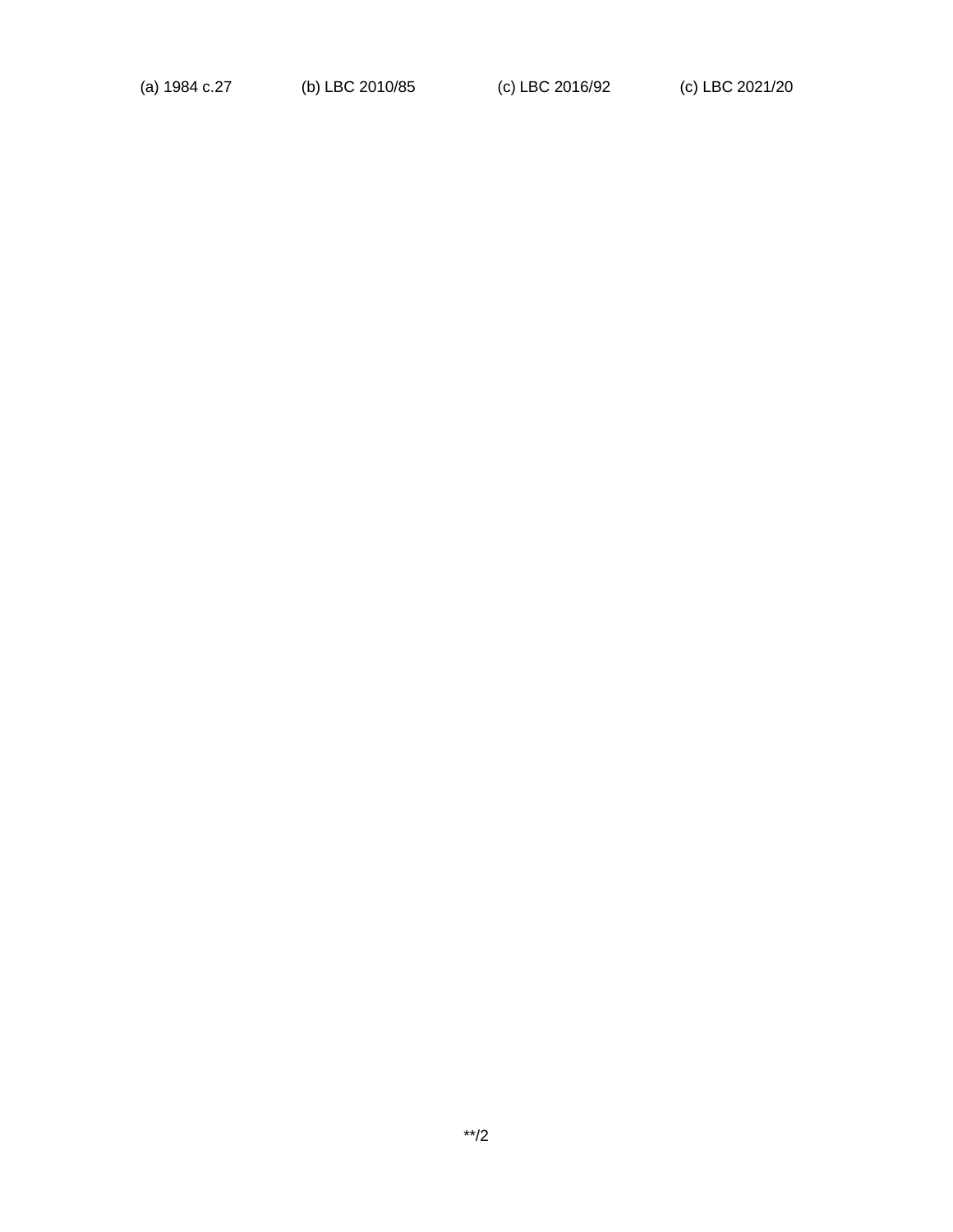(a) 1984 c.27 (b) LBC 2010/85 (c) LBC 2016/92 (c) LBC 2021/20

**/2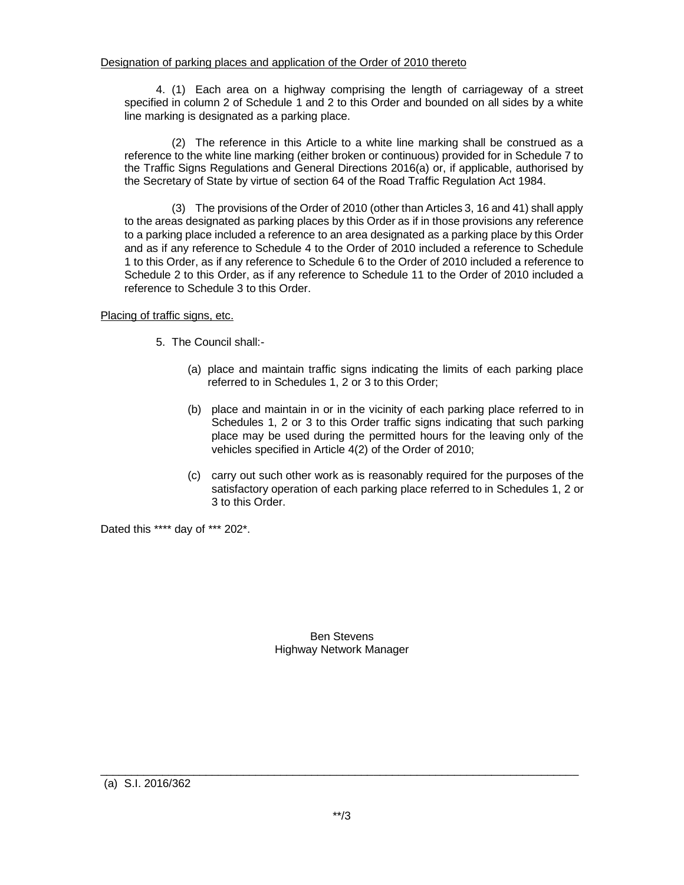Designation of parking places and application of the Order of 2010 thereto

4. (1) Each area on a highway comprising the length of carriageway of a street specified in column 2 of Schedule 1 and 2 to this Order and bounded on all sides by a white line marking is designated as a parking place.

(2) The reference in this Article to a white line marking shall be construed as a reference to the white line marking (either broken or continuous) provided for in Schedule 7 to the Traffic Signs Regulations and General Directions 2016(a) or, if applicable, authorised by the Secretary of State by virtue of section 64 of the Road Traffic Regulation Act 1984.

(3) The provisions of the Order of 2010 (other than Articles 3, 16 and 41) shall apply to the areas designated as parking places by this Order as if in those provisions any reference to a parking place included a reference to an area designated as a parking place by this Order and as if any reference to Schedule 4 to the Order of 2010 included a reference to Schedule 1 to this Order, as if any reference to Schedule 6 to the Order of 2010 included a reference to Schedule 2 to this Order, as if any reference to Schedule 11 to the Order of 2010 included a reference to Schedule 3 to this Order.

Placing of traffic signs, etc.

5. The Council shall:-

(a) place and maintain traffic signs indicating the limits of each parking place referred to in Schedules 1, 2 or 3 to this Order;

(b) place and maintain in or in the vicinity of each parking place referred to in Schedules 1, 2 or 3 to this Order traffic signs indicating that such parking place may be used during the permitted hours for the leaving only of the vehicles specified in Article 4(2) of the Order of 2010;

(c) carry out such other work as is reasonably required for the purposes of the satisfactory operation of each parking place referred to in Schedules 1, 2 or 3 to this Order.

Dated this **** day of *** 202*.

Ben Stevens
Highway Network Manager

---

(a) S.I. 2016/362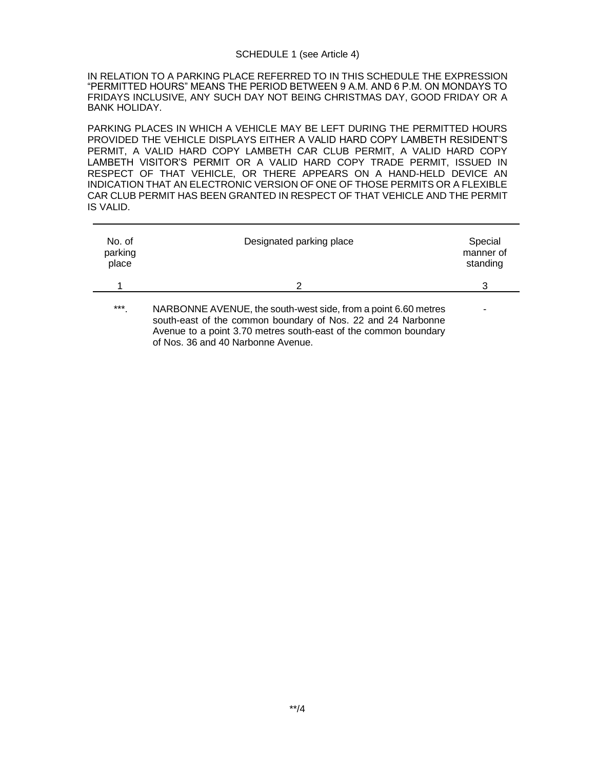SCHEDULE 1 (see Article 4)

IN RELATION TO A PARKING PLACE REFERRED TO IN THIS SCHEDULE THE EXPRESSION "PERMITTED HOURS" MEANS THE PERIOD BETWEEN 9 A.M. AND 6 P.M. ON MONDAYS TO FRIDAYS INCLUSIVE, ANY SUCH DAY NOT BEING CHRISTMAS DAY, GOOD FRIDAY OR A BANK HOLIDAY.

PARKING PLACES IN WHICH A VEHICLE MAY BE LEFT DURING THE PERMITTED HOURS PROVIDED THE VEHICLE DISPLAYS EITHER A VALID HARD COPY LAMBETH RESIDENT'S PERMIT, A VALID HARD COPY LAMBETH CAR CLUB PERMIT, A VALID HARD COPY LAMBETH VISITOR'S PERMIT OR A VALID HARD COPY TRADE PERMIT, ISSUED IN RESPECT OF THAT VEHICLE, OR THERE APPEARS ON A HAND-HELD DEVICE AN INDICATION THAT AN ELECTRONIC VERSION OF ONE OF THOSE PERMITS OR A FLEXIBLE CAR CLUB PERMIT HAS BEEN GRANTED IN RESPECT OF THAT VEHICLE AND THE PERMIT IS VALID.

| No. of parking place | Designated parking place | Special manner of standing |
|---|---|---|
| 1 | 2 | 3 |
| ***. | NARBONNE AVENUE, the south-west side, from a point 6.60 metres south-east of the common boundary of Nos. 22 and 24 Narbonne Avenue to a point 3.70 metres south-east of the common boundary of Nos. 36 and 40 Narbonne Avenue. | - |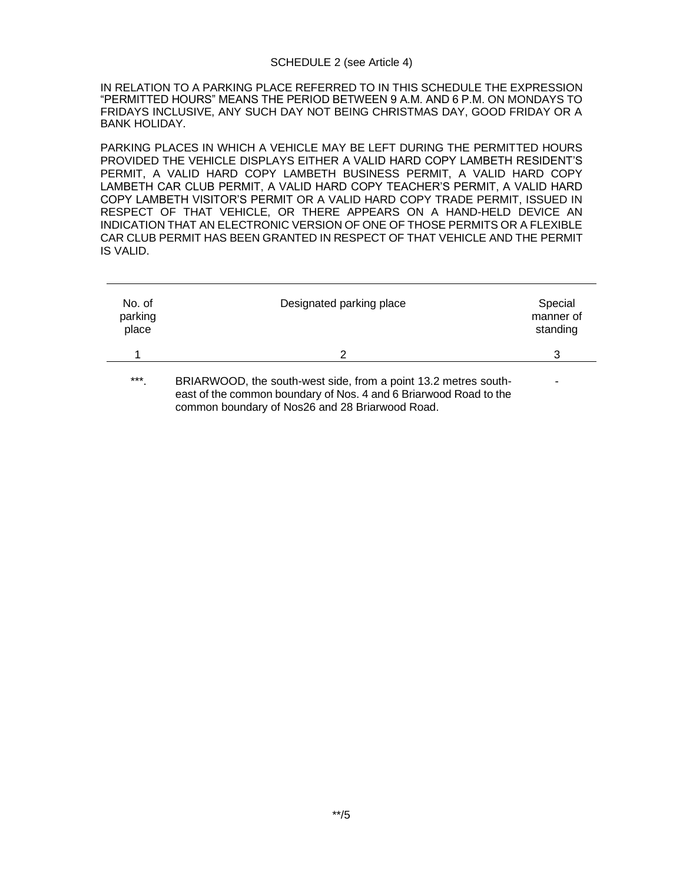SCHEDULE 2 (see Article 4)

IN RELATION TO A PARKING PLACE REFERRED TO IN THIS SCHEDULE THE EXPRESSION "PERMITTED HOURS" MEANS THE PERIOD BETWEEN 9 A.M. AND 6 P.M. ON MONDAYS TO FRIDAYS INCLUSIVE, ANY SUCH DAY NOT BEING CHRISTMAS DAY, GOOD FRIDAY OR A BANK HOLIDAY.

PARKING PLACES IN WHICH A VEHICLE MAY BE LEFT DURING THE PERMITTED HOURS PROVIDED THE VEHICLE DISPLAYS EITHER A VALID HARD COPY LAMBETH RESIDENT'S PERMIT, A VALID HARD COPY LAMBETH BUSINESS PERMIT, A VALID HARD COPY LAMBETH CAR CLUB PERMIT, A VALID HARD COPY TEACHER'S PERMIT, A VALID HARD COPY LAMBETH VISITOR'S PERMIT OR A VALID HARD COPY TRADE PERMIT, ISSUED IN RESPECT OF THAT VEHICLE, OR THERE APPEARS ON A HAND-HELD DEVICE AN INDICATION THAT AN ELECTRONIC VERSION OF ONE OF THOSE PERMITS OR A FLEXIBLE CAR CLUB PERMIT HAS BEEN GRANTED IN RESPECT OF THAT VEHICLE AND THE PERMIT IS VALID.

| No. of parking place | Designated parking place | Special manner of standing |
|---|---|---|
| 1 | 2 | 3 |
| ***. | BRIARWOOD, the south-west side, from a point 13.2 metres south-east of the common boundary of Nos. 4 and 6 Briarwood Road to the common boundary of Nos26 and 28 Briarwood Road. | - |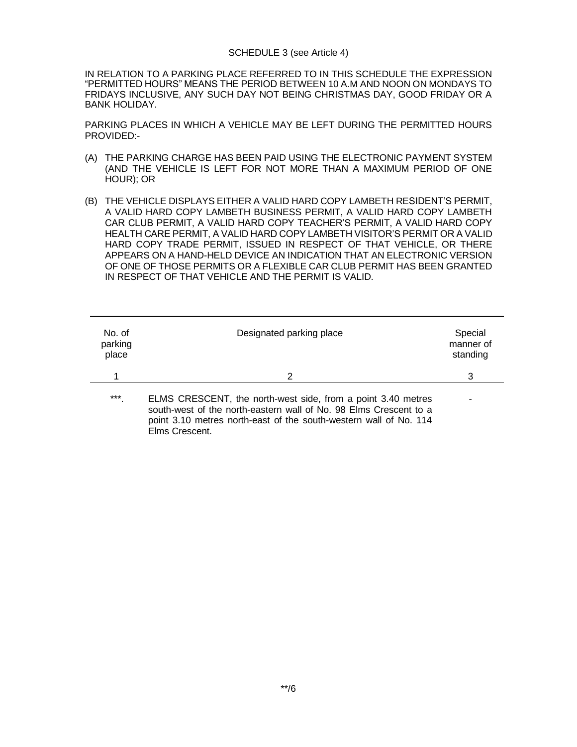SCHEDULE 3 (see Article 4)

IN RELATION TO A PARKING PLACE REFERRED TO IN THIS SCHEDULE THE EXPRESSION "PERMITTED HOURS" MEANS THE PERIOD BETWEEN 10 A.M AND NOON ON MONDAYS TO FRIDAYS INCLUSIVE, ANY SUCH DAY NOT BEING CHRISTMAS DAY, GOOD FRIDAY OR A BANK HOLIDAY.

PARKING PLACES IN WHICH A VEHICLE MAY BE LEFT DURING THE PERMITTED HOURS PROVIDED:-

(A) THE PARKING CHARGE HAS BEEN PAID USING THE ELECTRONIC PAYMENT SYSTEM (AND THE VEHICLE IS LEFT FOR NOT MORE THAN A MAXIMUM PERIOD OF ONE HOUR); OR

(B) THE VEHICLE DISPLAYS EITHER A VALID HARD COPY LAMBETH RESIDENT'S PERMIT, A VALID HARD COPY LAMBETH BUSINESS PERMIT, A VALID HARD COPY LAMBETH CAR CLUB PERMIT, A VALID HARD COPY TEACHER'S PERMIT, A VALID HARD COPY HEALTH CARE PERMIT, A VALID HARD COPY LAMBETH VISITOR'S PERMIT OR A VALID HARD COPY TRADE PERMIT, ISSUED IN RESPECT OF THAT VEHICLE, OR THERE APPEARS ON A HAND-HELD DEVICE AN INDICATION THAT AN ELECTRONIC VERSION OF ONE OF THOSE PERMITS OR A FLEXIBLE CAR CLUB PERMIT HAS BEEN GRANTED IN RESPECT OF THAT VEHICLE AND THE PERMIT IS VALID.

| No. of parking place | Designated parking place | Special manner of standing |
|---|---|---|
| 1 | 2 | 3 |
| ***. | ELMS CRESCENT, the north-west side, from a point 3.40 metres south-west of the north-eastern wall of No. 98 Elms Crescent to a point 3.10 metres north-east of the south-western wall of No. 114 Elms Crescent. | - |